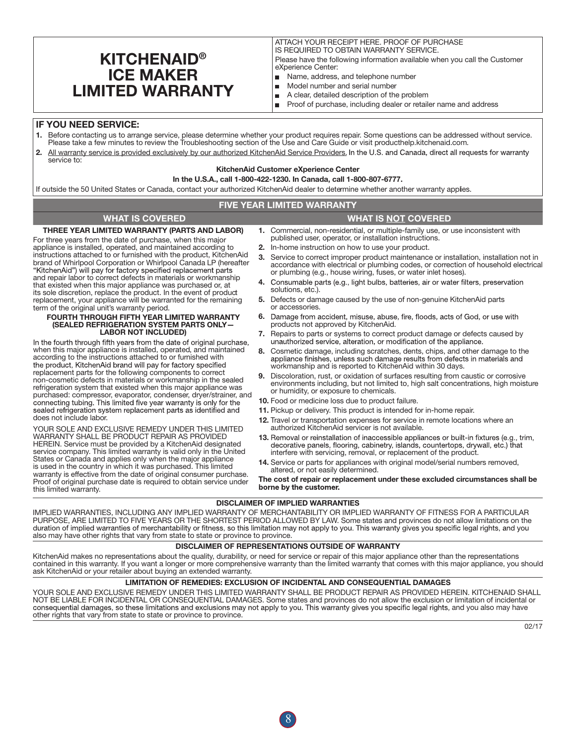# KITCHENAID® ICE MAKER LIMITED WARRANTY

ATTACH YOUR RECEIPT HERE. PROOF OF PURCHASE IS REQUIRED TO OBTAIN WARRANTY SERVICE.

Please have the following information available when you call the Customer eXperience Center:

- Name, address, and telephone number
- Model number and serial number
- A clear, detailed description of the problem
- Proof of purchase, including dealer or retailer name and address

## IF YOU NEED SERVICE:

1. Before contacting us to arrange service, please determine whether your product requires repair. Some questions can be addressed without service. Please take a few minutes to review the Troubleshooting section of the Use and Care Guide or visit producthelp.kitchenaid.com.
2. <u>All warranty service is provided exclusively by our authorized KitchenAid Service Providers.</u> In the U.S. and Canada, direct all requests for warranty service to:

**KitchenAid Customer eXperience Center**

**In the U.S.A., call 1-800-422-1230. In Canada, call 1-800-807-6777.**

If outside the 50 United States or Canada, contact your authorized KitchenAid dealer to determine whether another warranty applies.

## FIVE YEAR LIMITED WARRANTY

### WHAT IS COVERED

**THREE YEAR LIMITED WARRANTY (PARTS AND LABOR)**

For three years from the date of purchase, when this major appliance is installed, operated, and maintained according to instructions attached to or furnished with the product, KitchenAid brand of Whirlpool Corporation or Whirlpool Canada LP (hereafter "KitchenAid") will pay for factory specified replacement parts and repair labor to correct defects in materials or workmanship that existed when this major appliance was purchased or, at its sole discretion, replace the product. In the event of product replacement, your appliance will be warranted for the remaining term of the original unit's warranty period.

**FOURTH THROUGH FIFTH YEAR LIMITED WARRANTY (SEALED REFRIGERATION SYSTEM PARTS ONLY— LABOR NOT INCLUDED)**

In the fourth through fifth years from the date of original purchase, when this major appliance is installed, operated, and maintained according to the instructions attached to or furnished with the product, KitchenAid brand will pay for factory specified replacement parts for the following components to correct non-cosmetic defects in materials or workmanship in the sealed refrigeration system that existed when this major appliance was purchased: compressor, evaporator, condenser, dryer/strainer, and connecting tubing. This limited five year warranty is only for the sealed refrigeration system replacement parts as identified and does not include labor.

YOUR SOLE AND EXCLUSIVE REMEDY UNDER THIS LIMITED WARRANTY SHALL BE PRODUCT REPAIR AS PROVIDED HEREIN. Service must be provided by a KitchenAid designated service company. This limited warranty is valid only in the United States or Canada and applies only when the major appliance is used in the country in which it was purchased. This limited warranty is effective from the date of original consumer purchase. Proof of original purchase date is required to obtain service under this limited warranty.

### WHAT IS <u>NOT</u> COVERED

1. Commercial, non-residential, or multiple-family use, or use inconsistent with published user, operator, or installation instructions.
2. In-home instruction on how to use your product.
3. Service to correct improper product maintenance or installation, installation not in accordance with electrical or plumbing codes, or correction of household electrical or plumbing (e.g., house wiring, fuses, or water inlet hoses).
4. Consumable parts (e.g., light bulbs, batteries, air or water filters, preservation solutions, etc.).
5. Defects or damage caused by the use of non-genuine KitchenAid parts or accessories.
6. Damage from accident, misuse, abuse, fire, floods, acts of God, or use with products not approved by KitchenAid.
7. Repairs to parts or systems to correct product damage or defects caused by unauthorized service, alteration, or modification of the appliance.
8. Cosmetic damage, including scratches, dents, chips, and other damage to the appliance finishes, unless such damage results from defects in materials and workmanship and is reported to KitchenAid within 30 days.
9. Discoloration, rust, or oxidation of surfaces resulting from caustic or corrosive environments including, but not limited to, high salt concentrations, high moisture or humidity, or exposure to chemicals.
10. Food or medicine loss due to product failure.
11. Pickup or delivery. This product is intended for in-home repair.
12. Travel or transportation expenses for service in remote locations where an authorized KitchenAid servicer is not available.
13. Removal or reinstallation of inaccessible appliances or built-in fixtures (e.g., trim, decorative panels, flooring, cabinetry, islands, countertops, drywall, etc.) that interfere with servicing, removal, or replacement of the product.
14. Service or parts for appliances with original model/serial numbers removed, altered, or not easily determined.

**The cost of repair or replacement under these excluded circumstances shall be borne by the customer.**

### DISCLAIMER OF IMPLIED WARRANTIES

IMPLIED WARRANTIES, INCLUDING ANY IMPLIED WARRANTY OF MERCHANTABILITY OR IMPLIED WARRANTY OF FITNESS FOR A PARTICULAR PURPOSE, ARE LIMITED TO FIVE YEARS OR THE SHORTEST PERIOD ALLOWED BY LAW. Some states and provinces do not allow limitations on the duration of implied warranties of merchantability or fitness, so this limitation may not apply to you. This warranty gives you specific legal rights, and you also may have other rights that vary from state to state or province to province.

### DISCLAIMER OF REPRESENTATIONS OUTSIDE OF WARRANTY

KitchenAid makes no representations about the quality, durability, or need for service or repair of this major appliance other than the representations contained in this warranty. If you want a longer or more comprehensive warranty than the limited warranty that comes with this major appliance, you should ask KitchenAid or your retailer about buying an extended warranty.

### LIMITATION OF REMEDIES: EXCLUSION OF INCIDENTAL AND CONSEQUENTIAL DAMAGES

YOUR SOLE AND EXCLUSIVE REMEDY UNDER THIS LIMITED WARRANTY SHALL BE PRODUCT REPAIR AS PROVIDED HEREIN. KITCHENAID SHALL NOT BE LIABLE FOR INCIDENTAL OR CONSEQUENTIAL DAMAGES. Some states and provinces do not allow the exclusion or limitation of incidental or consequential damages, so these limitations and exclusions may not apply to you. This warranty gives you specific legal rights, and you also may have other rights that vary from state to state or province to province.

02/17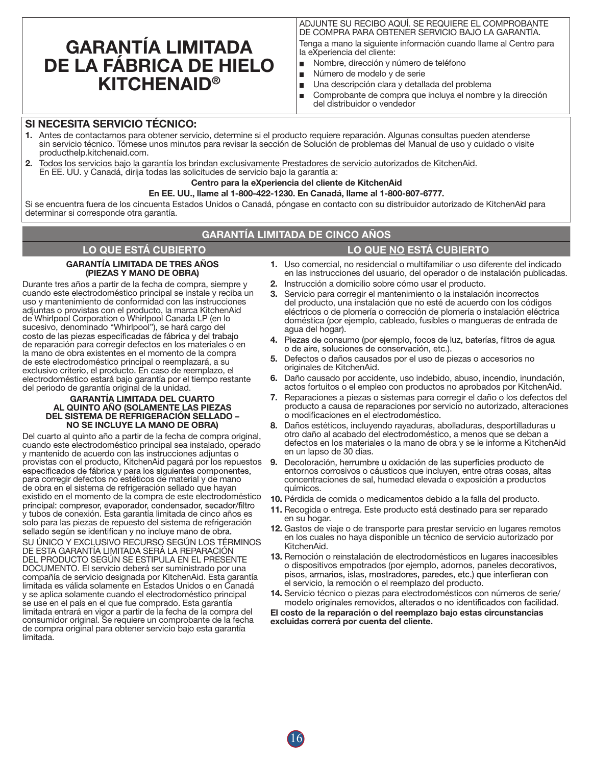# GARANTÍA LIMITADA DE LA FÁBRICA DE HIELO KITCHENAID®

ADJUNTE SU RECIBO AQUÍ. SE REQUIERE EL COMPROBANTE DE COMPRA PARA OBTENER SERVICIO BAJO LA GARANTÍA.

Tenga a mano la siguiente información cuando llame al Centro para la eXperiencia del cliente:

- Nombre, dirección y número de teléfono
- Número de modelo y de serie
- Una descripción clara y detallada del problema
- Comprobante de compra que incluya el nombre y la dirección del distribuidor o vendedor

## SI NECESITA SERVICIO TÉCNICO:

1. Antes de contactarnos para obtener servicio, determine si el producto requiere reparación. Algunas consultas pueden atenderse sin servicio técnico. Tómese unos minutos para revisar la sección de Solución de problemas del Manual de uso y cuidado o visite producthelp.kitchenaid.com.
2. Todos los servicios bajo la garantía los brindan exclusivamente Prestadores de servicio autorizados de KitchenAid. En EE. UU. y Canadá, dirija todas las solicitudes de servicio bajo la garantía a:

**Centro para la eXperiencia del cliente de KitchenAid**

**En EE. UU., llame al 1-800-422-1230. En Canadá, llame al 1-800-807-6777.**

Si se encuentra fuera de los cincuenta Estados Unidos o Canadá, póngase en contacto con su distribuidor autorizado de KitchenAid para determinar si corresponde otra garantía.

## GARANTÍA LIMITADA DE CINCO AÑOS

### LO QUE ESTÁ CUBIERTO

**GARANTÍA LIMITADA DE TRES AÑOS (PIEZAS Y MANO DE OBRA)**

Durante tres años a partir de la fecha de compra, siempre y cuando este electrodoméstico principal se instale y reciba un uso y mantenimiento de conformidad con las instrucciones adjuntas o provistas con el producto, la marca KitchenAid de Whirlpool Corporation o Whirlpool Canada LP (en lo sucesivo, denominado "Whirlpool"), se hará cargo del costo de las piezas especificadas de fábrica y del trabajo de reparación para corregir defectos en los materiales o en la mano de obra existentes en el momento de la compra de este electrodoméstico principal o reemplazará, a su exclusivo criterio, el producto. En caso de reemplazo, el electrodoméstico estará bajo garantía por el tiempo restante del periodo de garantía original de la unidad.

**GARANTÍA LIMITADA DEL CUARTO AL QUINTO AÑO (SOLAMENTE LAS PIEZAS DEL SISTEMA DE REFRIGERACIÓN SELLADO – NO SE INCLUYE LA MANO DE OBRA)**

Del cuarto al quinto año a partir de la fecha de compra original, cuando este electrodoméstico principal sea instalado, operado y mantenido de acuerdo con las instrucciones adjuntas o provistas con el producto, KitchenAid pagará por los repuestos especificados de fábrica y para los siguientes componentes, para corregir defectos no estéticos de material y de mano de obra en el sistema de refrigeración sellado que hayan existido en el momento de la compra de este electrodoméstico principal: compresor, evaporador, condensador, secador/filtro y tubos de conexión. Esta garantía limitada de cinco años es solo para las piezas de repuesto del sistema de refrigeración sellado según se identifican y no incluye mano de obra.

SU ÚNICO Y EXCLUSIVO RECURSO SEGÚN LOS TÉRMINOS DE ESTA GARANTÍA LIMITADA SERÁ LA REPARACIÓN DEL PRODUCTO SEGÚN SE ESTIPULA EN EL PRESENTE DOCUMENTO. El servicio deberá ser suministrado por una compañía de servicio designada por KitchenAid. Esta garantía limitada es válida solamente en Estados Unidos o en Canadá y se aplica solamente cuando el electrodoméstico principal se use en el país en el que fue comprado. Esta garantía limitada entrará en vigor a partir de la fecha de la compra del consumidor original. Se requiere un comprobante de la fecha de compra original para obtener servicio bajo esta garantía limitada.

### LO QUE NO ESTÁ CUBIERTO

1. Uso comercial, no residencial o multifamiliar o uso diferente del indicado en las instrucciones del usuario, del operador o de instalación publicadas.
2. Instrucción a domicilio sobre cómo usar el producto.
3. Servicio para corregir el mantenimiento o la instalación incorrectos del producto, una instalación que no esté de acuerdo con los códigos eléctricos o de plomería o corrección de plomería o instalación eléctrica doméstica (por ejemplo, cableado, fusibles o mangueras de entrada de agua del hogar).
4. Piezas de consumo (por ejemplo, focos de luz, baterías, filtros de agua o de aire, soluciones de conservación, etc.).
5. Defectos o daños causados por el uso de piezas o accesorios no originales de KitchenAid.
6. Daño causado por accidente, uso indebido, abuso, incendio, inundación, actos fortuitos o el empleo con productos no aprobados por KitchenAid.
7. Reparaciones a piezas o sistemas para corregir el daño o los defectos del producto a causa de reparaciones por servicio no autorizado, alteraciones o modificaciones en el electrodoméstico.
8. Daños estéticos, incluyendo rayaduras, abolladuras, desportilladuras u otro daño al acabado del electrodoméstico, a menos que se deban a defectos en los materiales o la mano de obra y se le informe a KitchenAid en un lapso de 30 días.
9. Decoloración, herrumbre u oxidación de las superficies producto de entornos corrosivos o cáusticos que incluyen, entre otras cosas, altas concentraciones de sal, humedad elevada o exposición a productos químicos.
10. Pérdida de comida o medicamentos debido a la falla del producto.
11. Recogida o entrega. Este producto está destinado para ser reparado en su hogar.
12. Gastos de viaje o de transporte para prestar servicio en lugares remotos en los cuales no haya disponible un técnico de servicio autorizado por KitchenAid.
13. Remoción o reinstalación de electrodomésticos en lugares inaccesibles o dispositivos empotrados (por ejemplo, adornos, paneles decorativos, pisos, armarios, islas, mostradores, paredes, etc.) que interfieran con el servicio, la remoción o el reemplazo del producto.
14. Servicio técnico o piezas para electrodomésticos con números de serie/modelo originales removidos, alterados o no identificados con facilidad.

**El costo de la reparación o del reemplazo bajo estas circunstancias excluidas correrá por cuenta del cliente.**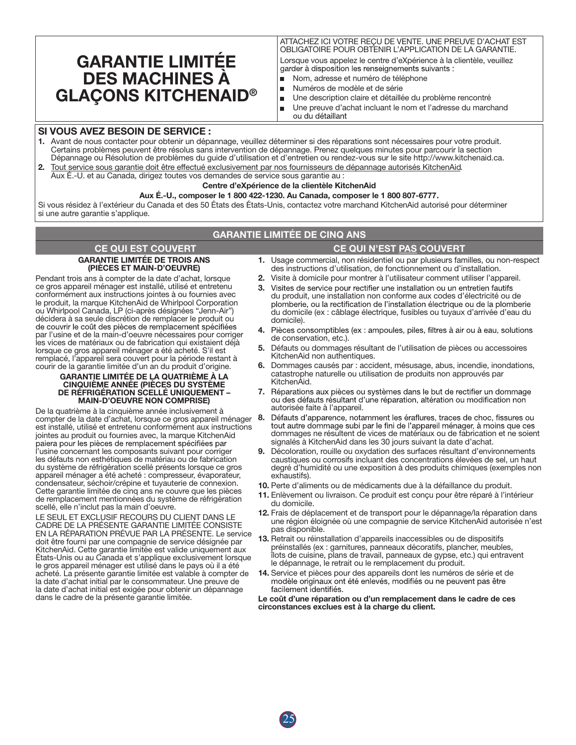# GARANTIE LIMITÉE DES MACHINES À GLAÇONS KITCHENAID®

ATTACHEZ ICI VOTRE REÇU DE VENTE. UNE PREUVE D'ACHAT EST OBLIGATOIRE POUR OBTENIR L'APPLICATION DE LA GARANTIE.

Lorsque vous appelez le centre d'eXpérience à la clientèle, veuillez garder à disposition les renseignements suivants :

- Nom, adresse et numéro de téléphone
- Numéros de modèle et de série
- Une description claire et détaillée du problème rencontré
- Une preuve d'achat incluant le nom et l'adresse du marchand ou du détaillant

## SI VOUS AVEZ BESOIN DE SERVICE :

1. Avant de nous contacter pour obtenir un dépannage, veuillez déterminer si des réparations sont nécessaires pour votre produit. Certains problèmes peuvent être résolus sans intervention de dépannage. Prenez quelques minutes pour parcourir la section Dépannage ou Résolution de problèmes du guide d'utilisation et d'entretien ou rendez-vous sur le site http://www.kitchenaid.ca.
2. Tout service sous garantie doit être effectué exclusivement par nos fournisseurs de dépannage autorisés KitchenAid. Aux É.-U. et au Canada, dirigez toutes vos demandes de service sous garantie au :

**Centre d'eXpérience de la clientèle KitchenAid**

**Aux É.-U., composer le 1 800 422-1230. Au Canada, composer le 1 800 807-6777.**

Si vous résidez à l'extérieur du Canada et des 50 États des États-Unis, contactez votre marchand KitchenAid autorisé pour déterminer si une autre garantie s'applique.

## GARANTIE LIMITÉE DE CINQ ANS

### CE QUI EST COUVERT

**GARANTIE LIMITÉE DE TROIS ANS (PIÈCES ET MAIN-D'OEUVRE)**

Pendant trois ans à compter de la date d'achat, lorsque ce gros appareil ménager est installé, utilisé et entretenu conformément aux instructions jointes à ou fournies avec le produit, la marque KitchenAid de Whirlpool Corporation ou Whirlpool Canada, LP (ci-après désignées "Jenn-Air") décidera à sa seule discrétion de remplacer le produit ou de couvrir le coût des pièces de remplacement spécifiées par l'usine et de la main-d'oeuvre nécessaires pour corriger les vices de matériaux ou de fabrication qui existaient déjà lorsque ce gros appareil ménager a été acheté. S'il est remplacé, l'appareil sera couvert pour la période restant à courir de la garantie limitée d'un an du produit d'origine.

**GARANTIE LIMITÉE DE LA QUATRIÈME À LA CINQUIÈME ANNÉE (PIÈCES DU SYSTÈME DE RÉFRIGÉRATION SCELLÉ UNIQUEMENT – MAIN-D'OEUVRE NON COMPRISE)**

De la quatrième à la cinquième année inclusivement à compter de la date d'achat, lorsque ce gros appareil ménager est installé, utilisé et entretenu conformément aux instructions jointes au produit ou fournies avec, la marque KitchenAid paiera pour les pièces de remplacement spécifiées par l'usine concernant les composants suivant pour corriger les défauts non esthétiques de matériau ou de fabrication du système de réfrigération scellé présents lorsque ce gros appareil ménager a été acheté : compresseur, évaporateur, condensateur, séchoir/crépine et tuyauterie de connexion. Cette garantie limitée de cinq ans ne couvre que les pièces de remplacement mentionnées du système de réfrigération scellé, elle n'inclut pas la main d'oeuvre.

LE SEUL ET EXCLUSIF RECOURS DU CLIENT DANS LE CADRE DE LA PRÉSENTE GARANTIE LIMITÉE CONSISTE EN LA RÉPARATION PRÉVUE PAR LA PRÉSENTE. Le service doit être fourni par une compagnie de service désignée par KitchenAid. Cette garantie limitée est valide uniquement aux États-Unis ou au Canada et s'applique exclusivement lorsque le gros appareil ménager est utilisé dans le pays où il a été acheté. La présente garantie limitée est valable à compter de la date d'achat initial par le consommateur. Une preuve de la date d'achat initial est exigée pour obtenir un dépannage dans le cadre de la présente garantie limitée.

### CE QUI N'EST PAS COUVERT

1. Usage commercial, non résidentiel ou par plusieurs familles, ou non-respect des instructions d'utilisation, de fonctionnement ou d'installation.
2. Visite à domicile pour montrer à l'utilisateur comment utiliser l'appareil.
3. Visites de service pour rectifier une installation ou un entretien fautifs du produit, une installation non conforme aux codes d'électricité ou de plomberie, ou la rectification de l'installation électrique ou de la plomberie du domicile (ex : câblage électrique, fusibles ou tuyaux d'arrivée d'eau du domicile).
4. Pièces consomptibles (ex : ampoules, piles, filtres à air ou à eau, solutions de conservation, etc.).
5. Défauts ou dommages résultant de l'utilisation de pièces ou accessoires KitchenAid non authentiques.
6. Dommages causés par : accident, mésusage, abus, incendie, inondations, catastrophe naturelle ou utilisation de produits non approuvés par KitchenAid.
7. Réparations aux pièces ou systèmes dans le but de rectifier un dommage ou des défauts résultant d'une réparation, altération ou modification non autorisée faite à l'appareil.
8. Défauts d'apparence, notamment les éraflures, traces de choc, fissures ou tout autre dommage subi par le fini de l'appareil ménager, à moins que ces dommages ne résultent de vices de matériaux ou de fabrication et ne soient signalés à KitchenAid dans les 30 jours suivant la date d'achat.
9. Décoloration, rouille ou oxydation des surfaces résultant d'environnements caustiques ou corrosifs incluant des concentrations élevées de sel, un haut degré d'humidité ou une exposition à des produits chimiques (exemples non exhaustifs).
10. Perte d'aliments ou de médicaments due à la défaillance du produit.
11. Enlèvement ou livraison. Ce produit est conçu pour être réparé à l'intérieur du domicile.
12. Frais de déplacement et de transport pour le dépannage/la réparation dans une région éloignée où une compagnie de service KitchenAid autorisée n'est pas disponible.
13. Retrait ou réinstallation d'appareils inaccessibles ou de dispositifs préinstallés (ex : garnitures, panneaux décoratifs, plancher, meubles, îlots de cuisine, plans de travail, panneaux de gypse, etc.) qui entravent le dépannage, le retrait ou le remplacement du produit.
14. Service et pièces pour des appareils dont les numéros de série et de modèle originaux ont été enlevés, modifiés ou ne peuvent pas être facilement identifiés.

**Le coût d'une réparation ou d'un remplacement dans le cadre de ces circonstances exclues est à la charge du client.**